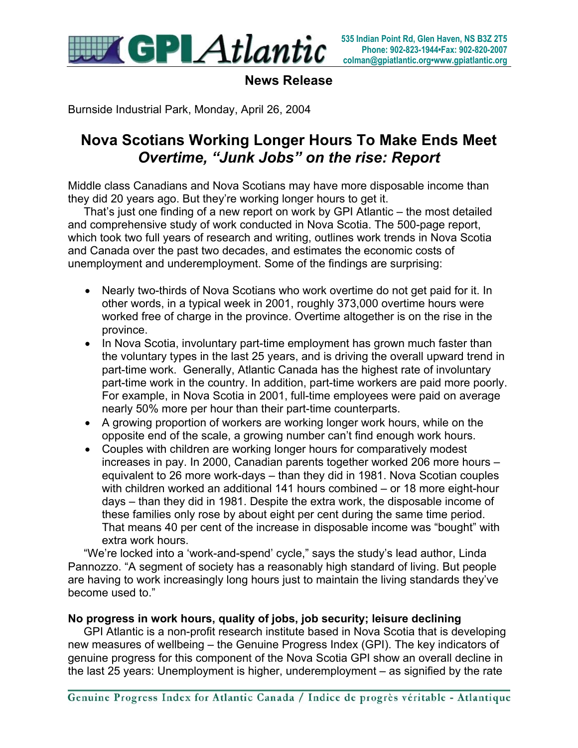GPI Atlantic

535 Indian Point Rd, Glen Haven, NS B3Z 2T5
Phone: 902-823-1944•Fax: 902-820-2007
colman@gpiatlantic.org•www.gpiatlantic.org

**News Release**

Burnside Industrial Park, Monday, April 26, 2004

# Nova Scotians Working Longer Hours To Make Ends Meet

## *Overtime, "Junk Jobs" on the rise: Report*

Middle class Canadians and Nova Scotians may have more disposable income than they did 20 years ago. But they're working longer hours to get it.

That's just one finding of a new report on work by GPI Atlantic – the most detailed and comprehensive study of work conducted in Nova Scotia. The 500-page report, which took two full years of research and writing, outlines work trends in Nova Scotia and Canada over the past two decades, and estimates the economic costs of unemployment and underemployment. Some of the findings are surprising:

- Nearly two-thirds of Nova Scotians who work overtime do not get paid for it. In other words, in a typical week in 2001, roughly 373,000 overtime hours were worked free of charge in the province. Overtime altogether is on the rise in the province.
- In Nova Scotia, involuntary part-time employment has grown much faster than the voluntary types in the last 25 years, and is driving the overall upward trend in part-time work. Generally, Atlantic Canada has the highest rate of involuntary part-time work in the country. In addition, part-time workers are paid more poorly. For example, in Nova Scotia in 2001, full-time employees were paid on average nearly 50% more per hour than their part-time counterparts.
- A growing proportion of workers are working longer work hours, while on the opposite end of the scale, a growing number can't find enough work hours.
- Couples with children are working longer hours for comparatively modest increases in pay. In 2000, Canadian parents together worked 206 more hours – equivalent to 26 more work-days – than they did in 1981. Nova Scotian couples with children worked an additional 141 hours combined – or 18 more eight-hour days – than they did in 1981. Despite the extra work, the disposable income of these families only rose by about eight per cent during the same time period. That means 40 per cent of the increase in disposable income was "bought" with extra work hours.

"We're locked into a 'work-and-spend' cycle," says the study's lead author, Linda Pannozzo. "A segment of society has a reasonably high standard of living. But people are having to work increasingly long hours just to maintain the living standards they've become used to."

### No progress in work hours, quality of jobs, job security; leisure declining

GPI Atlantic is a non-profit research institute based in Nova Scotia that is developing new measures of wellbeing – the Genuine Progress Index (GPI). The key indicators of genuine progress for this component of the Nova Scotia GPI show an overall decline in the last 25 years: Unemployment is higher, underemployment – as signified by the rate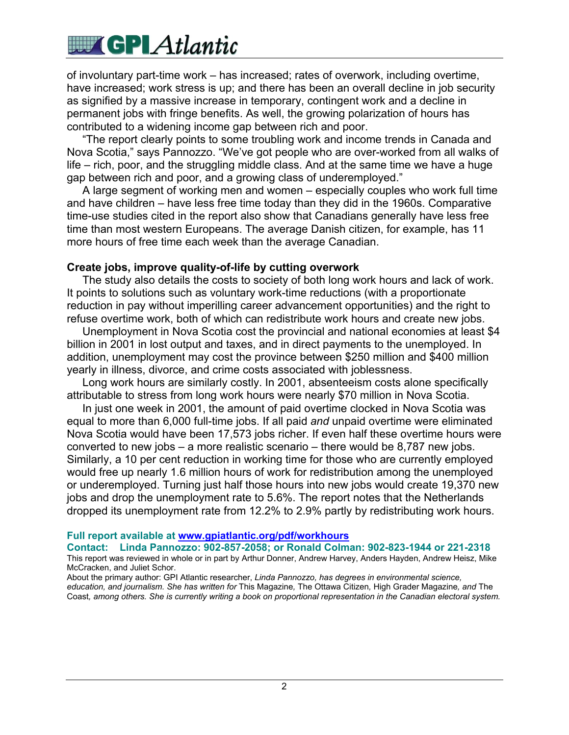of involuntary part-time work – has increased; rates of overwork, including overtime, have increased; work stress is up; and there has been an overall decline in job security as signified by a massive increase in temporary, contingent work and a decline in permanent jobs with fringe benefits. As well, the growing polarization of hours has contributed to a widening income gap between rich and poor.

"The report clearly points to some troubling work and income trends in Canada and Nova Scotia," says Pannozzo. "We've got people who are over-worked from all walks of life – rich, poor, and the struggling middle class. And at the same time we have a huge gap between rich and poor, and a growing class of underemployed."

A large segment of working men and women – especially couples who work full time and have children – have less free time today than they did in the 1960s. Comparative time-use studies cited in the report also show that Canadians generally have less free time than most western Europeans. The average Danish citizen, for example, has 11 more hours of free time each week than the average Canadian.

**Create jobs, improve quality-of-life by cutting overwork**

The study also details the costs to society of both long work hours and lack of work. It points to solutions such as voluntary work-time reductions (with a proportionate reduction in pay without imperilling career advancement opportunities) and the right to refuse overtime work, both of which can redistribute work hours and create new jobs.

Unemployment in Nova Scotia cost the provincial and national economies at least $4 billion in 2001 in lost output and taxes, and in direct payments to the unemployed. In addition, unemployment may cost the province between $250 million and $400 million yearly in illness, divorce, and crime costs associated with joblessness.

Long work hours are similarly costly. In 2001, absenteeism costs alone specifically attributable to stress from long work hours were nearly $70 million in Nova Scotia.

In just one week in 2001, the amount of paid overtime clocked in Nova Scotia was equal to more than 6,000 full-time jobs. If all paid *and* unpaid overtime were eliminated Nova Scotia would have been 17,573 jobs richer. If even half these overtime hours were converted to new jobs – a more realistic scenario – there would be 8,787 new jobs. Similarly, a 10 per cent reduction in working time for those who are currently employed would free up nearly 1.6 million hours of work for redistribution among the unemployed or underemployed. Turning just half those hours into new jobs would create 19,370 new jobs and drop the unemployment rate to 5.6%. The report notes that the Netherlands dropped its unemployment rate from 12.2% to 2.9% partly by redistributing work hours.

**Full report available at [www.gpiatlantic.org/pdf/workhours](www.gpiatlantic.org/pdf/workhours)**

**Contact: Linda Pannozzo: 902-857-2058; or Ronald Colman: 902-823-1944 or 221-2318**

This report was reviewed in whole or in part by Arthur Donner, Andrew Harvey, Anders Hayden, Andrew Heisz, Mike McCracken, and Juliet Schor.

About the primary author: GPI Atlantic researcher, *Linda Pannozzo, has degrees in environmental science, education, and journalism. She has written for* This Magazine*,* The Ottawa Citizen*,* High Grader Magazine*, and* The Coast*, among others. She is currently writing a book on proportional representation in the Canadian electoral system.*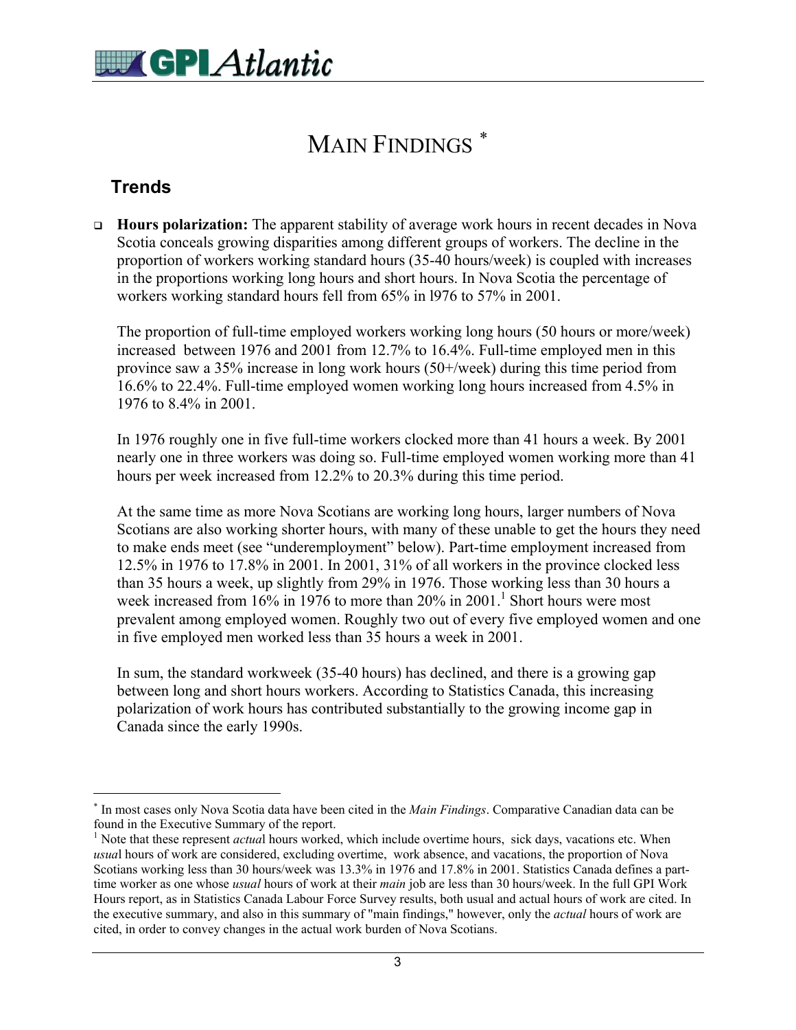# MAIN FINDINGS *

## Trends

- **Hours polarization:** The apparent stability of average work hours in recent decades in Nova Scotia conceals growing disparities among different groups of workers. The decline in the proportion of workers working standard hours (35-40 hours/week) is coupled with increases in the proportions working long hours and short hours. In Nova Scotia the percentage of workers working standard hours fell from 65% in l976 to 57% in 2001.

  The proportion of full-time employed workers working long hours (50 hours or more/week) increased between 1976 and 2001 from 12.7% to 16.4%. Full-time employed men in this province saw a 35% increase in long work hours (50+/week) during this time period from 16.6% to 22.4%. Full-time employed women working long hours increased from 4.5% in 1976 to 8.4% in 2001.

  In 1976 roughly one in five full-time workers clocked more than 41 hours a week. By 2001 nearly one in three workers was doing so. Full-time employed women working more than 41 hours per week increased from 12.2% to 20.3% during this time period.

  At the same time as more Nova Scotians are working long hours, larger numbers of Nova Scotians are also working shorter hours, with many of these unable to get the hours they need to make ends meet (see "underemployment" below). Part-time employment increased from 12.5% in 1976 to 17.8% in 2001. In 2001, 31% of all workers in the province clocked less than 35 hours a week, up slightly from 29% in 1976. Those working less than 30 hours a week increased from 16% in 1976 to more than 20% in 2001.[1] Short hours were most prevalent among employed women. Roughly two out of every five employed women and one in five employed men worked less than 35 hours a week in 2001.

  In sum, the standard workweek (35-40 hours) has declined, and there is a growing gap between long and short hours workers. According to Statistics Canada, this increasing polarization of work hours has contributed substantially to the growing income gap in Canada since the early 1990s.

---

* In most cases only Nova Scotia data have been cited in the *Main Findings*. Comparative Canadian data can be found in the Executive Summary of the report.

[1] Note that these represent *actual* hours worked, which include overtime hours, sick days, vacations etc. When *usual* hours of work are considered, excluding overtime, work absence, and vacations, the proportion of Nova Scotians working less than 30 hours/week was 13.3% in 1976 and 17.8% in 2001. Statistics Canada defines a part-time worker as one whose *usual* hours of work at their *main* job are less than 30 hours/week. In the full GPI Work Hours report, as in Statistics Canada Labour Force Survey results, both usual and actual hours of work are cited. In the executive summary, and also in this summary of "main findings," however, only the *actual* hours of work are cited, in order to convey changes in the actual work burden of Nova Scotians.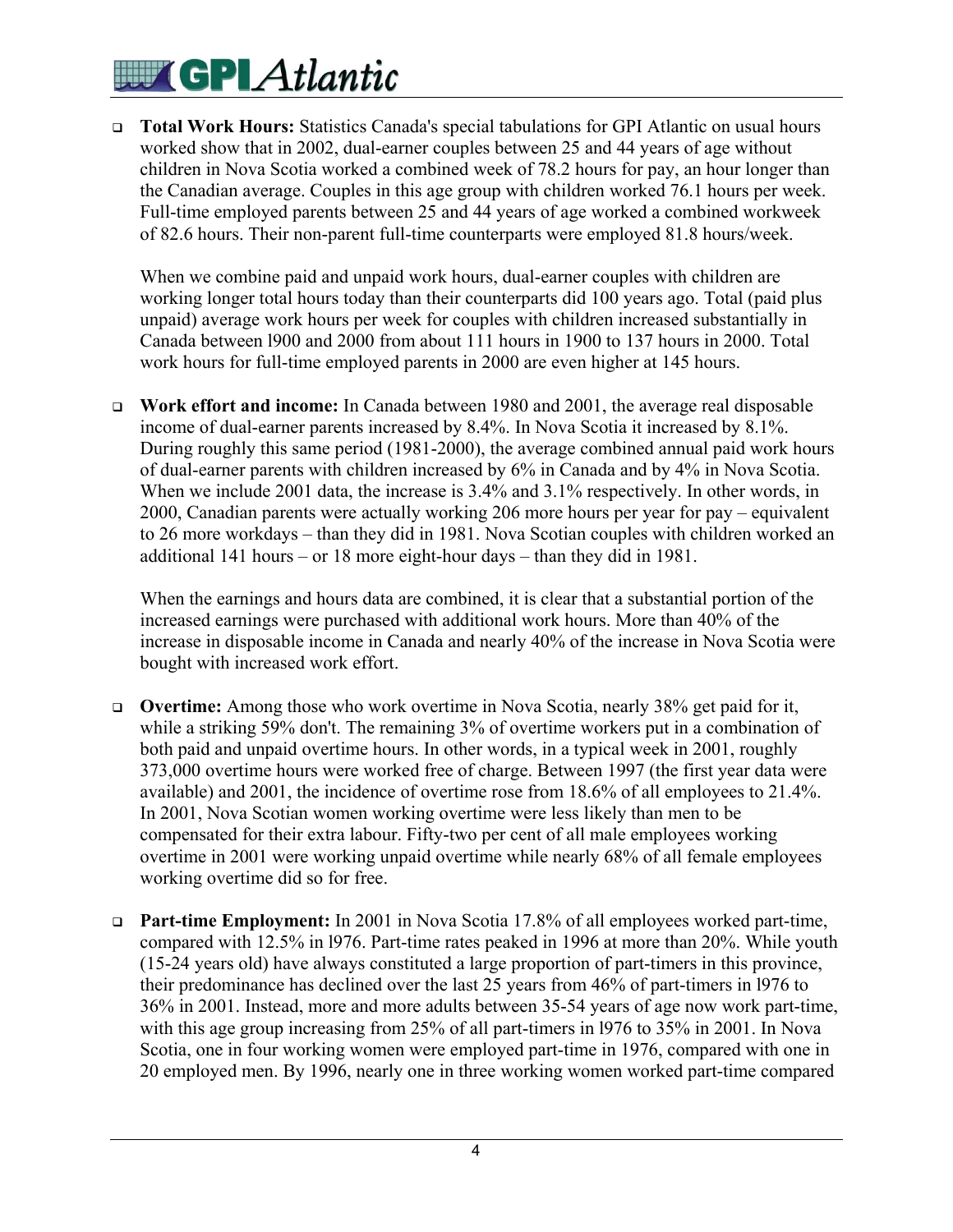- **Total Work Hours:** Statistics Canada's special tabulations for GPI Atlantic on usual hours worked show that in 2002, dual-earner couples between 25 and 44 years of age without children in Nova Scotia worked a combined week of 78.2 hours for pay, an hour longer than the Canadian average. Couples in this age group with children worked 76.1 hours per week. Full-time employed parents between 25 and 44 years of age worked a combined workweek of 82.6 hours. Their non-parent full-time counterparts were employed 81.8 hours/week.

  When we combine paid and unpaid work hours, dual-earner couples with children are working longer total hours today than their counterparts did 100 years ago. Total (paid plus unpaid) average work hours per week for couples with children increased substantially in Canada between l900 and 2000 from about 111 hours in 1900 to 137 hours in 2000. Total work hours for full-time employed parents in 2000 are even higher at 145 hours.

- **Work effort and income:** In Canada between 1980 and 2001, the average real disposable income of dual-earner parents increased by 8.4%. In Nova Scotia it increased by 8.1%. During roughly this same period (1981-2000), the average combined annual paid work hours of dual-earner parents with children increased by 6% in Canada and by 4% in Nova Scotia. When we include 2001 data, the increase is 3.4% and 3.1% respectively. In other words, in 2000, Canadian parents were actually working 206 more hours per year for pay – equivalent to 26 more workdays – than they did in 1981. Nova Scotian couples with children worked an additional 141 hours – or 18 more eight-hour days – than they did in 1981.

  When the earnings and hours data are combined, it is clear that a substantial portion of the increased earnings were purchased with additional work hours. More than 40% of the increase in disposable income in Canada and nearly 40% of the increase in Nova Scotia were bought with increased work effort.

- **Overtime:** Among those who work overtime in Nova Scotia, nearly 38% get paid for it, while a striking 59% don't. The remaining 3% of overtime workers put in a combination of both paid and unpaid overtime hours. In other words, in a typical week in 2001, roughly 373,000 overtime hours were worked free of charge. Between 1997 (the first year data were available) and 2001, the incidence of overtime rose from 18.6% of all employees to 21.4%. In 2001, Nova Scotian women working overtime were less likely than men to be compensated for their extra labour. Fifty-two per cent of all male employees working overtime in 2001 were working unpaid overtime while nearly 68% of all female employees working overtime did so for free.

- **Part-time Employment:** In 2001 in Nova Scotia 17.8% of all employees worked part-time, compared with 12.5% in l976. Part-time rates peaked in 1996 at more than 20%. While youth (15-24 years old) have always constituted a large proportion of part-timers in this province, their predominance has declined over the last 25 years from 46% of part-timers in l976 to 36% in 2001. Instead, more and more adults between 35-54 years of age now work part-time, with this age group increasing from 25% of all part-timers in l976 to 35% in 2001. In Nova Scotia, one in four working women were employed part-time in 1976, compared with one in 20 employed men. By 1996, nearly one in three working women worked part-time compared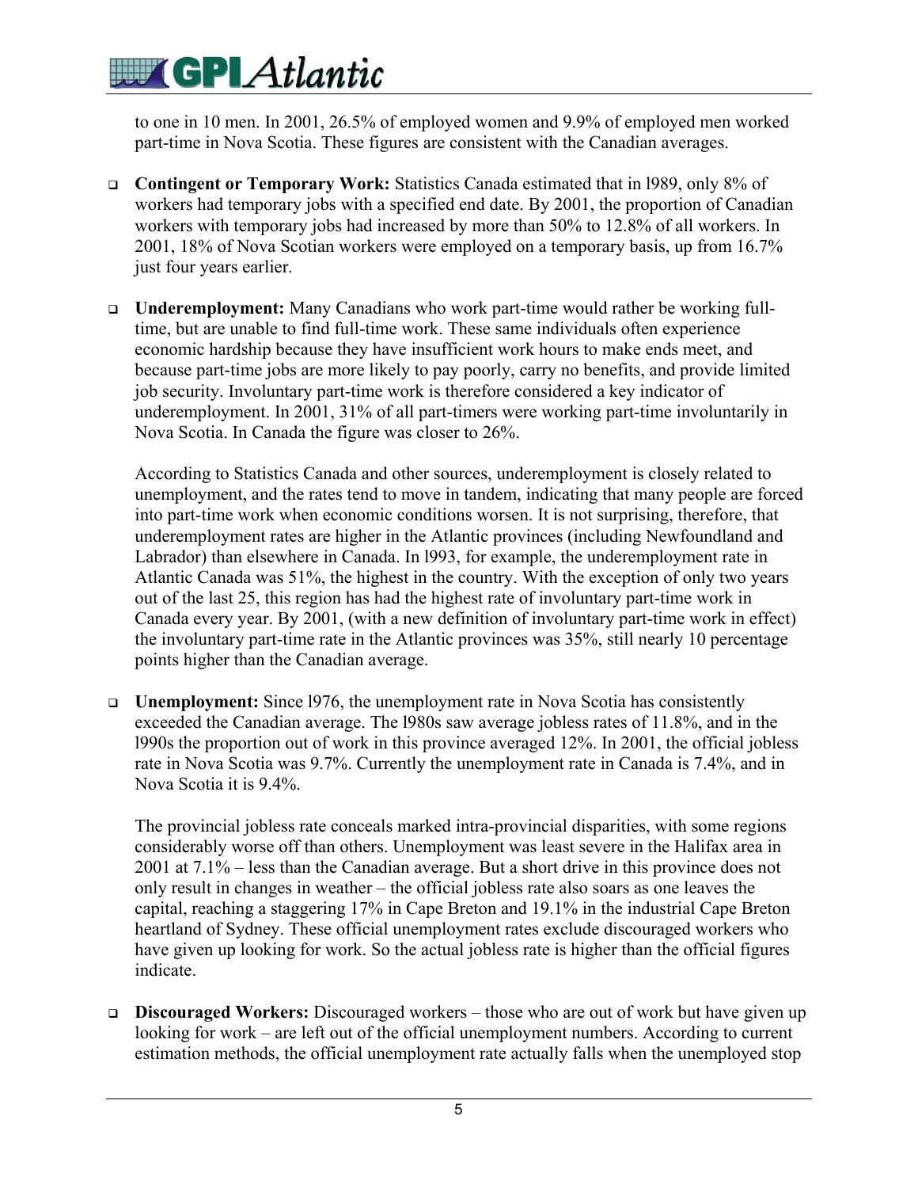to one in 10 men. In 2001, 26.5% of employed women and 9.9% of employed men worked part-time in Nova Scotia. These figures are consistent with the Canadian averages.

- **Contingent or Temporary Work:** Statistics Canada estimated that in l989, only 8% of workers had temporary jobs with a specified end date. By 2001, the proportion of Canadian workers with temporary jobs had increased by more than 50% to 12.8% of all workers. In 2001, 18% of Nova Scotian workers were employed on a temporary basis, up from 16.7% just four years earlier.

- **Underemployment:** Many Canadians who work part-time would rather be working full-time, but are unable to find full-time work. These same individuals often experience economic hardship because they have insufficient work hours to make ends meet, and because part-time jobs are more likely to pay poorly, carry no benefits, and provide limited job security. Involuntary part-time work is therefore considered a key indicator of underemployment. In 2001, 31% of all part-timers were working part-time involuntarily in Nova Scotia. In Canada the figure was closer to 26%.

  According to Statistics Canada and other sources, underemployment is closely related to unemployment, and the rates tend to move in tandem, indicating that many people are forced into part-time work when economic conditions worsen. It is not surprising, therefore, that underemployment rates are higher in the Atlantic provinces (including Newfoundland and Labrador) than elsewhere in Canada. In l993, for example, the underemployment rate in Atlantic Canada was 51%, the highest in the country. With the exception of only two years out of the last 25, this region has had the highest rate of involuntary part-time work in Canada every year. By 2001, (with a new definition of involuntary part-time work in effect) the involuntary part-time rate in the Atlantic provinces was 35%, still nearly 10 percentage points higher than the Canadian average.

- **Unemployment:** Since l976, the unemployment rate in Nova Scotia has consistently exceeded the Canadian average. The l980s saw average jobless rates of 11.8%, and in the l990s the proportion out of work in this province averaged 12%. In 2001, the official jobless rate in Nova Scotia was 9.7%. Currently the unemployment rate in Canada is 7.4%, and in Nova Scotia it is 9.4%.

  The provincial jobless rate conceals marked intra-provincial disparities, with some regions considerably worse off than others. Unemployment was least severe in the Halifax area in 2001 at 7.1% – less than the Canadian average. But a short drive in this province does not only result in changes in weather – the official jobless rate also soars as one leaves the capital, reaching a staggering 17% in Cape Breton and 19.1% in the industrial Cape Breton heartland of Sydney. These official unemployment rates exclude discouraged workers who have given up looking for work. So the actual jobless rate is higher than the official figures indicate.

- **Discouraged Workers:** Discouraged workers – those who are out of work but have given up looking for work – are left out of the official unemployment numbers. According to current estimation methods, the official unemployment rate actually falls when the unemployed stop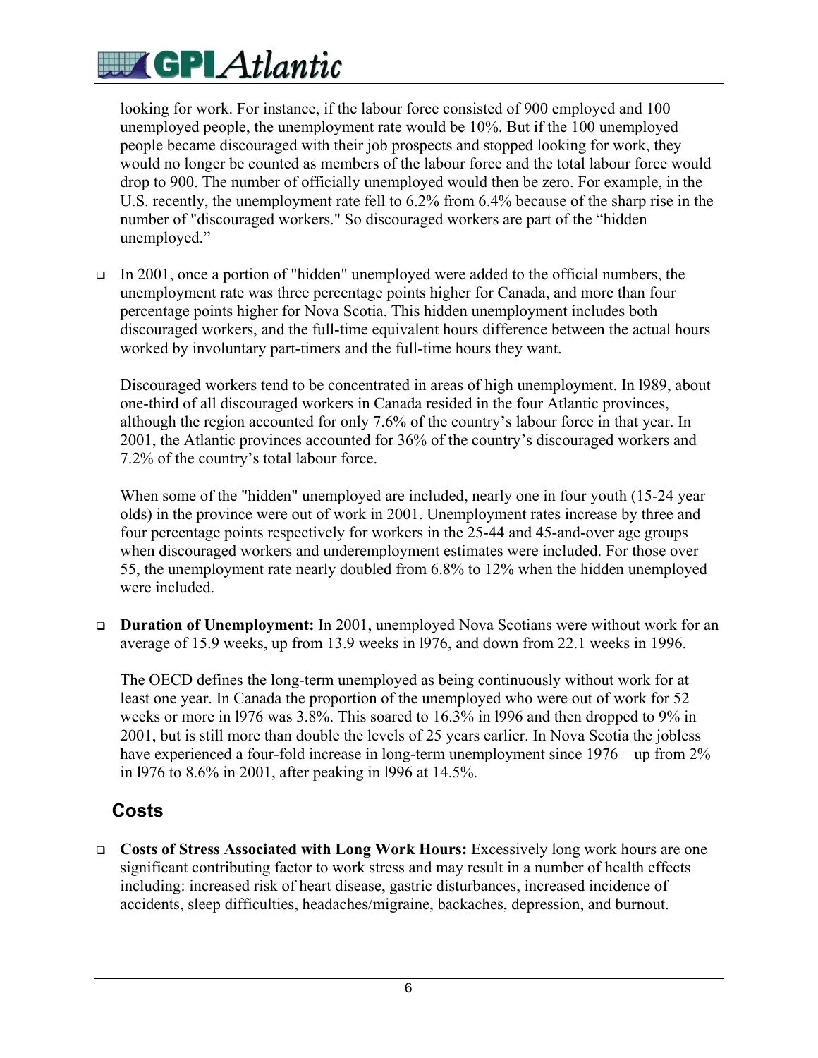looking for work. For instance, if the labour force consisted of 900 employed and 100 unemployed people, the unemployment rate would be 10%. But if the 100 unemployed people became discouraged with their job prospects and stopped looking for work, they would no longer be counted as members of the labour force and the total labour force would drop to 900. The number of officially unemployed would then be zero. For example, in the U.S. recently, the unemployment rate fell to 6.2% from 6.4% because of the sharp rise in the number of "discouraged workers." So discouraged workers are part of the "hidden unemployed."

- In 2001, once a portion of "hidden" unemployed were added to the official numbers, the unemployment rate was three percentage points higher for Canada, and more than four percentage points higher for Nova Scotia. This hidden unemployment includes both discouraged workers, and the full-time equivalent hours difference between the actual hours worked by involuntary part-timers and the full-time hours they want.

  Discouraged workers tend to be concentrated in areas of high unemployment. In l989, about one-third of all discouraged workers in Canada resided in the four Atlantic provinces, although the region accounted for only 7.6% of the country's labour force in that year. In 2001, the Atlantic provinces accounted for 36% of the country's discouraged workers and 7.2% of the country's total labour force.

  When some of the "hidden" unemployed are included, nearly one in four youth (15-24 year olds) in the province were out of work in 2001. Unemployment rates increase by three and four percentage points respectively for workers in the 25-44 and 45-and-over age groups when discouraged workers and underemployment estimates were included. For those over 55, the unemployment rate nearly doubled from 6.8% to 12% when the hidden unemployed were included.

- **Duration of Unemployment:** In 2001, unemployed Nova Scotians were without work for an average of 15.9 weeks, up from 13.9 weeks in l976, and down from 22.1 weeks in 1996.

  The OECD defines the long-term unemployed as being continuously without work for at least one year. In Canada the proportion of the unemployed who were out of work for 52 weeks or more in l976 was 3.8%. This soared to 16.3% in l996 and then dropped to 9% in 2001, but is still more than double the levels of 25 years earlier. In Nova Scotia the jobless have experienced a four-fold increase in long-term unemployment since 1976 – up from 2% in l976 to 8.6% in 2001, after peaking in l996 at 14.5%.

## Costs

- **Costs of Stress Associated with Long Work Hours:** Excessively long work hours are one significant contributing factor to work stress and may result in a number of health effects including: increased risk of heart disease, gastric disturbances, increased incidence of accidents, sleep difficulties, headaches/migraine, backaches, depression, and burnout.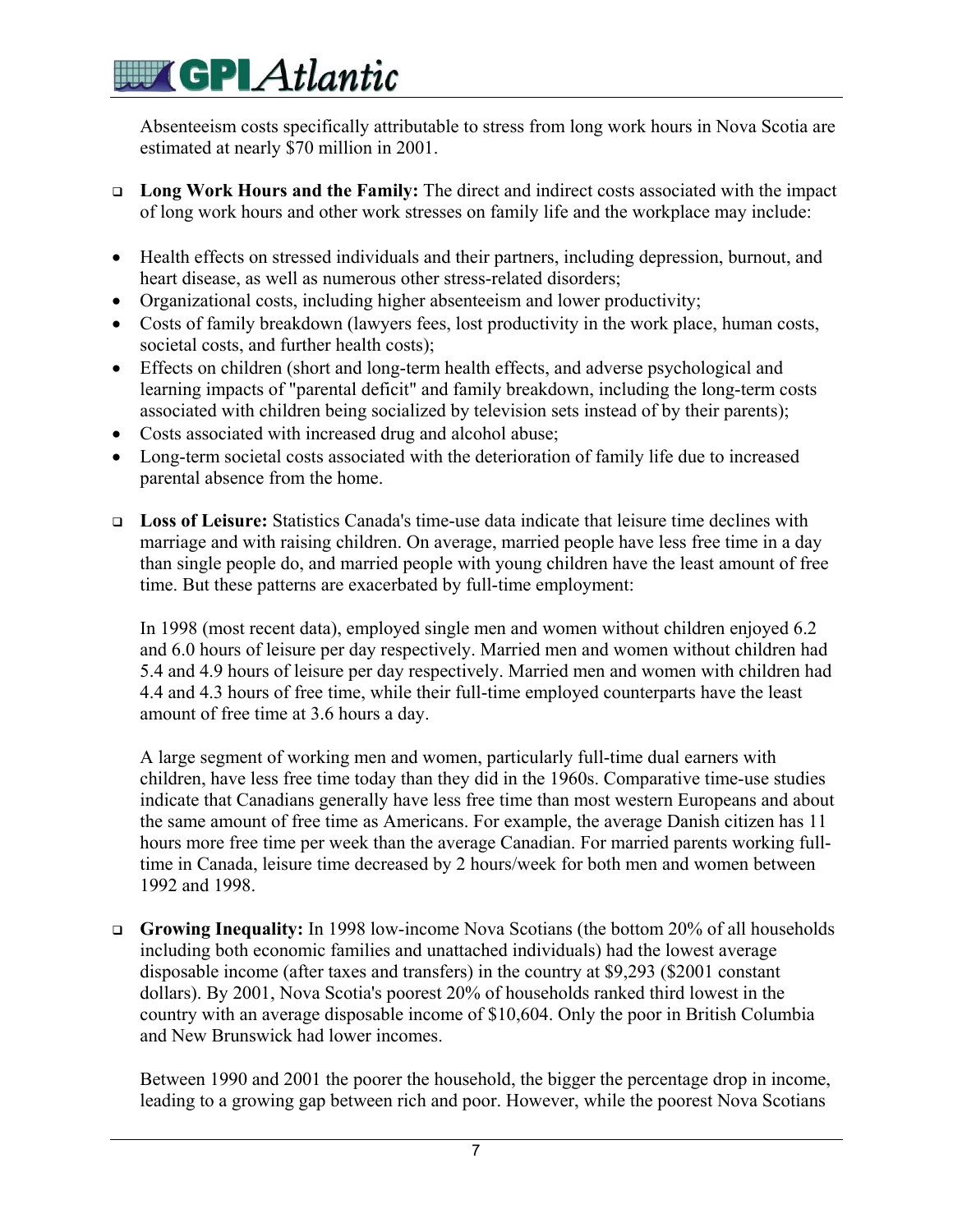Absenteeism costs specifically attributable to stress from long work hours in Nova Scotia are estimated at nearly $70 million in 2001.

- **Long Work Hours and the Family:** The direct and indirect costs associated with the impact of long work hours and other work stresses on family life and the workplace may include:

- Health effects on stressed individuals and their partners, including depression, burnout, and heart disease, as well as numerous other stress-related disorders;
- Organizational costs, including higher absenteeism and lower productivity;
- Costs of family breakdown (lawyers fees, lost productivity in the work place, human costs, societal costs, and further health costs);
- Effects on children (short and long-term health effects, and adverse psychological and learning impacts of "parental deficit" and family breakdown, including the long-term costs associated with children being socialized by television sets instead of by their parents);
- Costs associated with increased drug and alcohol abuse;
- Long-term societal costs associated with the deterioration of family life due to increased parental absence from the home.

- **Loss of Leisure:** Statistics Canada's time-use data indicate that leisure time declines with marriage and with raising children. On average, married people have less free time in a day than single people do, and married people with young children have the least amount of free time. But these patterns are exacerbated by full-time employment:

  In 1998 (most recent data), employed single men and women without children enjoyed 6.2 and 6.0 hours of leisure per day respectively. Married men and women without children had 5.4 and 4.9 hours of leisure per day respectively. Married men and women with children had 4.4 and 4.3 hours of free time, while their full-time employed counterparts have the least amount of free time at 3.6 hours a day.

  A large segment of working men and women, particularly full-time dual earners with children, have less free time today than they did in the 1960s. Comparative time-use studies indicate that Canadians generally have less free time than most western Europeans and about the same amount of free time as Americans. For example, the average Danish citizen has 11 hours more free time per week than the average Canadian. For married parents working full-time in Canada, leisure time decreased by 2 hours/week for both men and women between 1992 and 1998.

- **Growing Inequality:** In 1998 low-income Nova Scotians (the bottom 20% of all households including both economic families and unattached individuals) had the lowest average disposable income (after taxes and transfers) in the country at $9,293 ($2001 constant dollars). By 2001, Nova Scotia's poorest 20% of households ranked third lowest in the country with an average disposable income of $10,604. Only the poor in British Columbia and New Brunswick had lower incomes.

  Between 1990 and 2001 the poorer the household, the bigger the percentage drop in income, leading to a growing gap between rich and poor. However, while the poorest Nova Scotians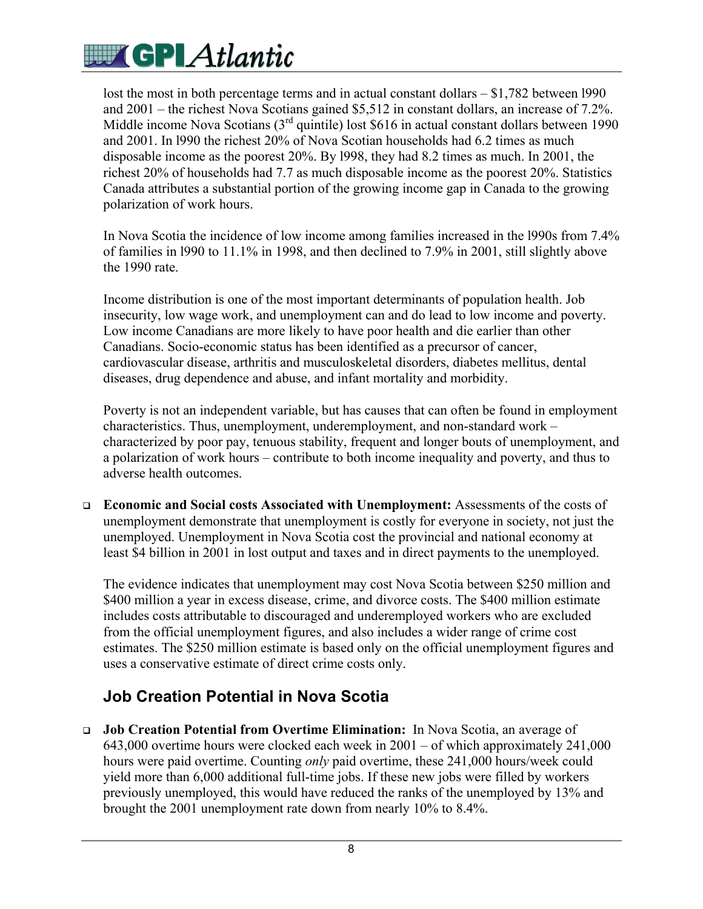lost the most in both percentage terms and in actual constant dollars – $1,782 between l990 and 2001 – the richest Nova Scotians gained $5,512 in constant dollars, an increase of 7.2%. Middle income Nova Scotians (3rd quintile) lost $616 in actual constant dollars between 1990 and 2001. In l990 the richest 20% of Nova Scotian households had 6.2 times as much disposable income as the poorest 20%. By l998, they had 8.2 times as much. In 2001, the richest 20% of households had 7.7 as much disposable income as the poorest 20%. Statistics Canada attributes a substantial portion of the growing income gap in Canada to the growing polarization of work hours.

In Nova Scotia the incidence of low income among families increased in the l990s from 7.4% of families in l990 to 11.1% in 1998, and then declined to 7.9% in 2001, still slightly above the 1990 rate.

Income distribution is one of the most important determinants of population health. Job insecurity, low wage work, and unemployment can and do lead to low income and poverty. Low income Canadians are more likely to have poor health and die earlier than other Canadians. Socio-economic status has been identified as a precursor of cancer, cardiovascular disease, arthritis and musculoskeletal disorders, diabetes mellitus, dental diseases, drug dependence and abuse, and infant mortality and morbidity.

Poverty is not an independent variable, but has causes that can often be found in employment characteristics. Thus, unemployment, underemployment, and non-standard work – characterized by poor pay, tenuous stability, frequent and longer bouts of unemployment, and a polarization of work hours – contribute to both income inequality and poverty, and thus to adverse health outcomes.

- **Economic and Social costs Associated with Unemployment:** Assessments of the costs of unemployment demonstrate that unemployment is costly for everyone in society, not just the unemployed. Unemployment in Nova Scotia cost the provincial and national economy at least $4 billion in 2001 in lost output and taxes and in direct payments to the unemployed.

  The evidence indicates that unemployment may cost Nova Scotia between $250 million and $400 million a year in excess disease, crime, and divorce costs. The $400 million estimate includes costs attributable to discouraged and underemployed workers who are excluded from the official unemployment figures, and also includes a wider range of crime cost estimates. The $250 million estimate is based only on the official unemployment figures and uses a conservative estimate of direct crime costs only.

## Job Creation Potential in Nova Scotia

- **Job Creation Potential from Overtime Elimination:** In Nova Scotia, an average of 643,000 overtime hours were clocked each week in 2001 – of which approximately 241,000 hours were paid overtime. Counting *only* paid overtime, these 241,000 hours/week could yield more than 6,000 additional full-time jobs. If these new jobs were filled by workers previously unemployed, this would have reduced the ranks of the unemployed by 13% and brought the 2001 unemployment rate down from nearly 10% to 8.4%.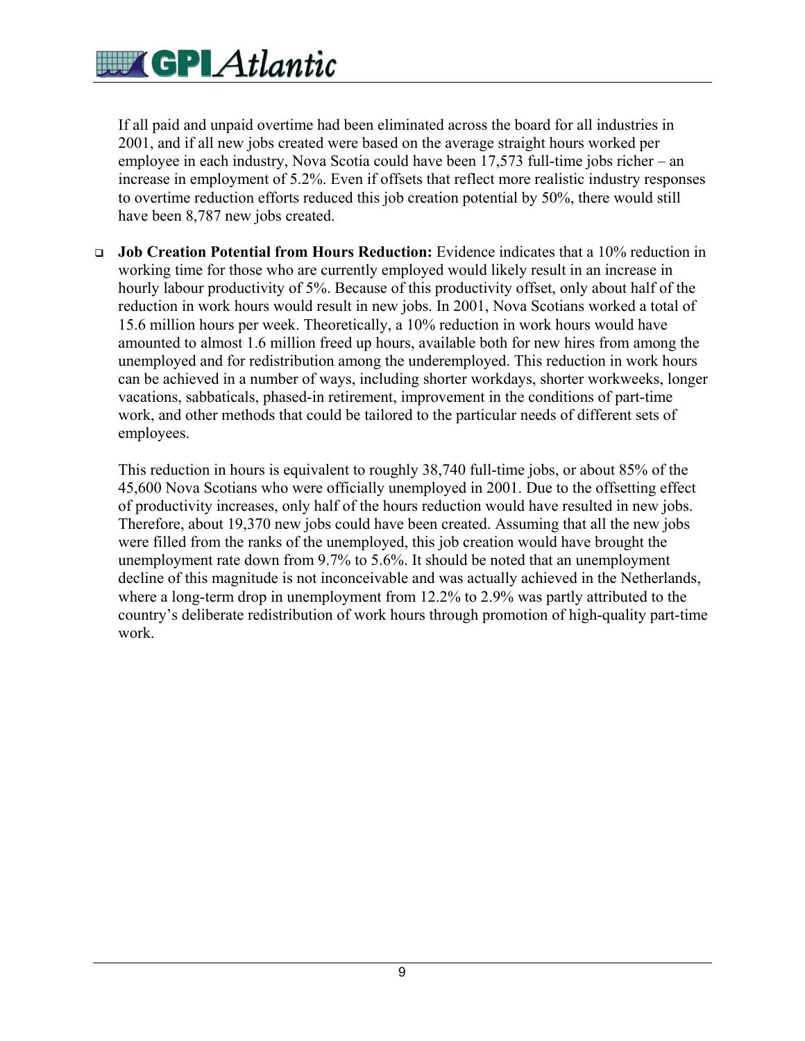If all paid and unpaid overtime had been eliminated across the board for all industries in 2001, and if all new jobs created were based on the average straight hours worked per employee in each industry, Nova Scotia could have been 17,573 full-time jobs richer – an increase in employment of 5.2%. Even if offsets that reflect more realistic industry responses to overtime reduction efforts reduced this job creation potential by 50%, there would still have been 8,787 new jobs created.

- **Job Creation Potential from Hours Reduction:** Evidence indicates that a 10% reduction in working time for those who are currently employed would likely result in an increase in hourly labour productivity of 5%. Because of this productivity offset, only about half of the reduction in work hours would result in new jobs. In 2001, Nova Scotians worked a total of 15.6 million hours per week. Theoretically, a 10% reduction in work hours would have amounted to almost 1.6 million freed up hours, available both for new hires from among the unemployed and for redistribution among the underemployed. This reduction in work hours can be achieved in a number of ways, including shorter workdays, shorter workweeks, longer vacations, sabbaticals, phased-in retirement, improvement in the conditions of part-time work, and other methods that could be tailored to the particular needs of different sets of employees.

  This reduction in hours is equivalent to roughly 38,740 full-time jobs, or about 85% of the 45,600 Nova Scotians who were officially unemployed in 2001. Due to the offsetting effect of productivity increases, only half of the hours reduction would have resulted in new jobs. Therefore, about 19,370 new jobs could have been created. Assuming that all the new jobs were filled from the ranks of the unemployed, this job creation would have brought the unemployment rate down from 9.7% to 5.6%. It should be noted that an unemployment decline of this magnitude is not inconceivable and was actually achieved in the Netherlands, where a long-term drop in unemployment from 12.2% to 2.9% was partly attributed to the country's deliberate redistribution of work hours through promotion of high-quality part-time work.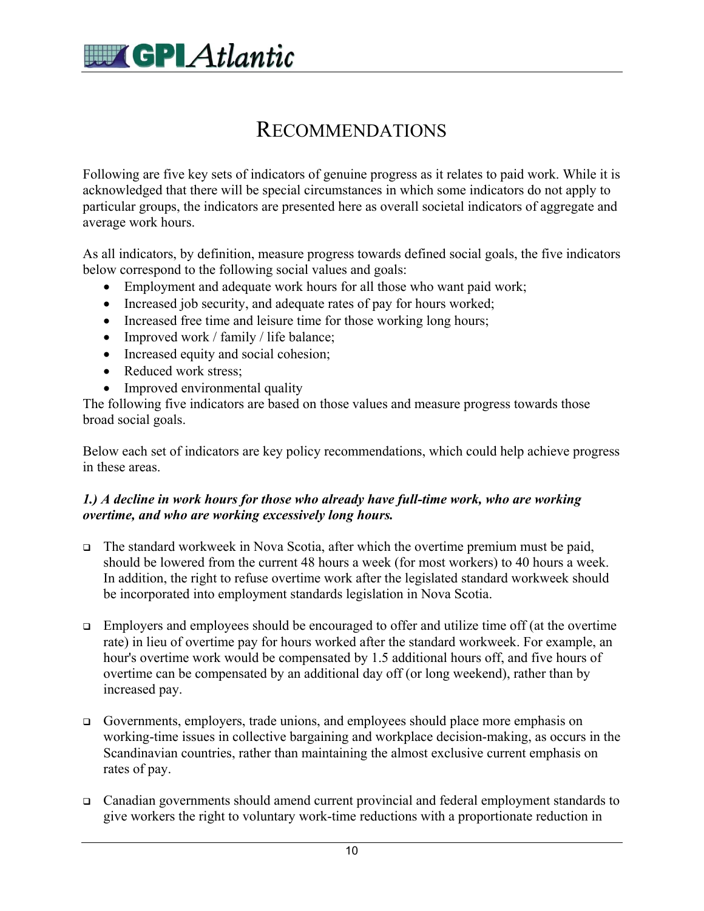# RECOMMENDATIONS

Following are five key sets of indicators of genuine progress as it relates to paid work. While it is acknowledged that there will be special circumstances in which some indicators do not apply to particular groups, the indicators are presented here as overall societal indicators of aggregate and average work hours.

As all indicators, by definition, measure progress towards defined social goals, the five indicators below correspond to the following social values and goals:

- Employment and adequate work hours for all those who want paid work;
- Increased job security, and adequate rates of pay for hours worked;
- Increased free time and leisure time for those working long hours;
- Improved work / family / life balance;
- Increased equity and social cohesion;
- Reduced work stress;
- Improved environmental quality

The following five indicators are based on those values and measure progress towards those broad social goals.

Below each set of indicators are key policy recommendations, which could help achieve progress in these areas.

***1.) A decline in work hours for those who already have full-time work, who are working overtime, and who are working excessively long hours.***

- The standard workweek in Nova Scotia, after which the overtime premium must be paid, should be lowered from the current 48 hours a week (for most workers) to 40 hours a week. In addition, the right to refuse overtime work after the legislated standard workweek should be incorporated into employment standards legislation in Nova Scotia.

- Employers and employees should be encouraged to offer and utilize time off (at the overtime rate) in lieu of overtime pay for hours worked after the standard workweek. For example, an hour's overtime work would be compensated by 1.5 additional hours off, and five hours of overtime can be compensated by an additional day off (or long weekend), rather than by increased pay.

- Governments, employers, trade unions, and employees should place more emphasis on working-time issues in collective bargaining and workplace decision-making, as occurs in the Scandinavian countries, rather than maintaining the almost exclusive current emphasis on rates of pay.

- Canadian governments should amend current provincial and federal employment standards to give workers the right to voluntary work-time reductions with a proportionate reduction in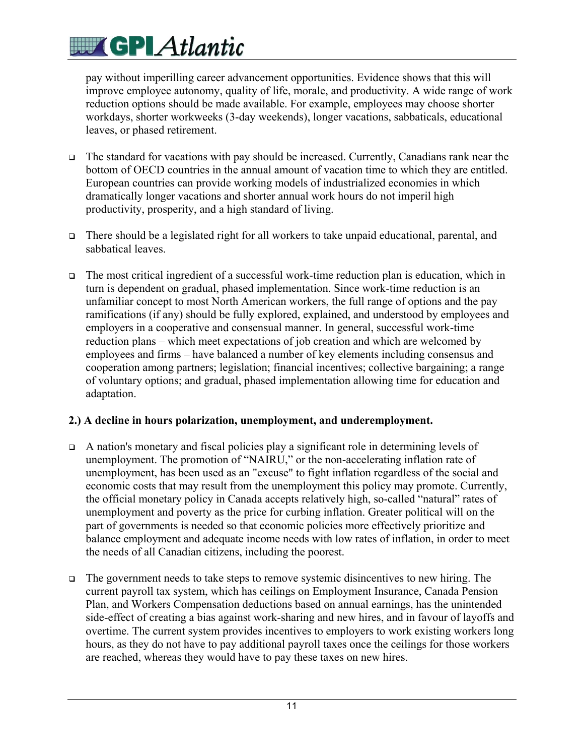pay without imperilling career advancement opportunities. Evidence shows that this will improve employee autonomy, quality of life, morale, and productivity. A wide range of work reduction options should be made available. For example, employees may choose shorter workdays, shorter workweeks (3-day weekends), longer vacations, sabbaticals, educational leaves, or phased retirement.

- The standard for vacations with pay should be increased. Currently, Canadians rank near the bottom of OECD countries in the annual amount of vacation time to which they are entitled. European countries can provide working models of industrialized economies in which dramatically longer vacations and shorter annual work hours do not imperil high productivity, prosperity, and a high standard of living.

- There should be a legislated right for all workers to take unpaid educational, parental, and sabbatical leaves.

- The most critical ingredient of a successful work-time reduction plan is education, which in turn is dependent on gradual, phased implementation. Since work-time reduction is an unfamiliar concept to most North American workers, the full range of options and the pay ramifications (if any) should be fully explored, explained, and understood by employees and employers in a cooperative and consensual manner. In general, successful work-time reduction plans – which meet expectations of job creation and which are welcomed by employees and firms – have balanced a number of key elements including consensus and cooperation among partners; legislation; financial incentives; collective bargaining; a range of voluntary options; and gradual, phased implementation allowing time for education and adaptation.

**2.) A decline in hours polarization, unemployment, and underemployment.**

- A nation's monetary and fiscal policies play a significant role in determining levels of unemployment. The promotion of "NAIRU," or the non-accelerating inflation rate of unemployment, has been used as an "excuse" to fight inflation regardless of the social and economic costs that may result from the unemployment this policy may promote. Currently, the official monetary policy in Canada accepts relatively high, so-called "natural" rates of unemployment and poverty as the price for curbing inflation. Greater political will on the part of governments is needed so that economic policies more effectively prioritize and balance employment and adequate income needs with low rates of inflation, in order to meet the needs of all Canadian citizens, including the poorest.

- The government needs to take steps to remove systemic disincentives to new hiring. The current payroll tax system, which has ceilings on Employment Insurance, Canada Pension Plan, and Workers Compensation deductions based on annual earnings, has the unintended side-effect of creating a bias against work-sharing and new hires, and in favour of layoffs and overtime. The current system provides incentives to employers to work existing workers long hours, as they do not have to pay additional payroll taxes once the ceilings for those workers are reached, whereas they would have to pay these taxes on new hires.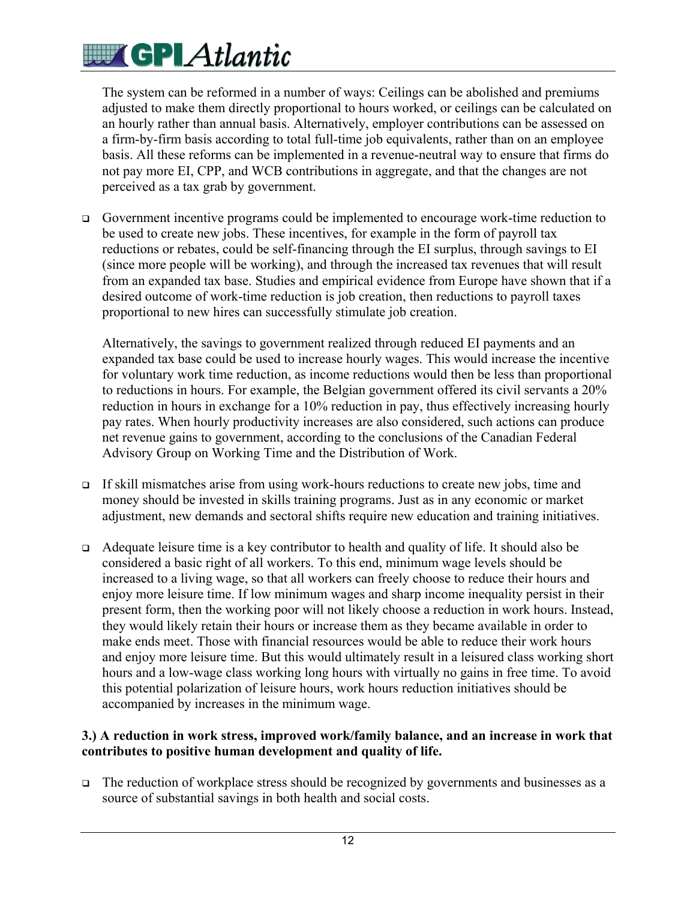The system can be reformed in a number of ways: Ceilings can be abolished and premiums adjusted to make them directly proportional to hours worked, or ceilings can be calculated on an hourly rather than annual basis. Alternatively, employer contributions can be assessed on a firm-by-firm basis according to total full-time job equivalents, rather than on an employee basis. All these reforms can be implemented in a revenue-neutral way to ensure that firms do not pay more EI, CPP, and WCB contributions in aggregate, and that the changes are not perceived as a tax grab by government.

- Government incentive programs could be implemented to encourage work-time reduction to be used to create new jobs. These incentives, for example in the form of payroll tax reductions or rebates, could be self-financing through the EI surplus, through savings to EI (since more people will be working), and through the increased tax revenues that will result from an expanded tax base. Studies and empirical evidence from Europe have shown that if a desired outcome of work-time reduction is job creation, then reductions to payroll taxes proportional to new hires can successfully stimulate job creation.

  Alternatively, the savings to government realized through reduced EI payments and an expanded tax base could be used to increase hourly wages. This would increase the incentive for voluntary work time reduction, as income reductions would then be less than proportional to reductions in hours. For example, the Belgian government offered its civil servants a 20% reduction in hours in exchange for a 10% reduction in pay, thus effectively increasing hourly pay rates. When hourly productivity increases are also considered, such actions can produce net revenue gains to government, according to the conclusions of the Canadian Federal Advisory Group on Working Time and the Distribution of Work.

- If skill mismatches arise from using work-hours reductions to create new jobs, time and money should be invested in skills training programs. Just as in any economic or market adjustment, new demands and sectoral shifts require new education and training initiatives.

- Adequate leisure time is a key contributor to health and quality of life. It should also be considered a basic right of all workers. To this end, minimum wage levels should be increased to a living wage, so that all workers can freely choose to reduce their hours and enjoy more leisure time. If low minimum wages and sharp income inequality persist in their present form, then the working poor will not likely choose a reduction in work hours. Instead, they would likely retain their hours or increase them as they became available in order to make ends meet. Those with financial resources would be able to reduce their work hours and enjoy more leisure time. But this would ultimately result in a leisured class working short hours and a low-wage class working long hours with virtually no gains in free time. To avoid this potential polarization of leisure hours, work hours reduction initiatives should be accompanied by increases in the minimum wage.

**3.) A reduction in work stress, improved work/family balance, and an increase in work that contributes to positive human development and quality of life.**

- The reduction of workplace stress should be recognized by governments and businesses as a source of substantial savings in both health and social costs.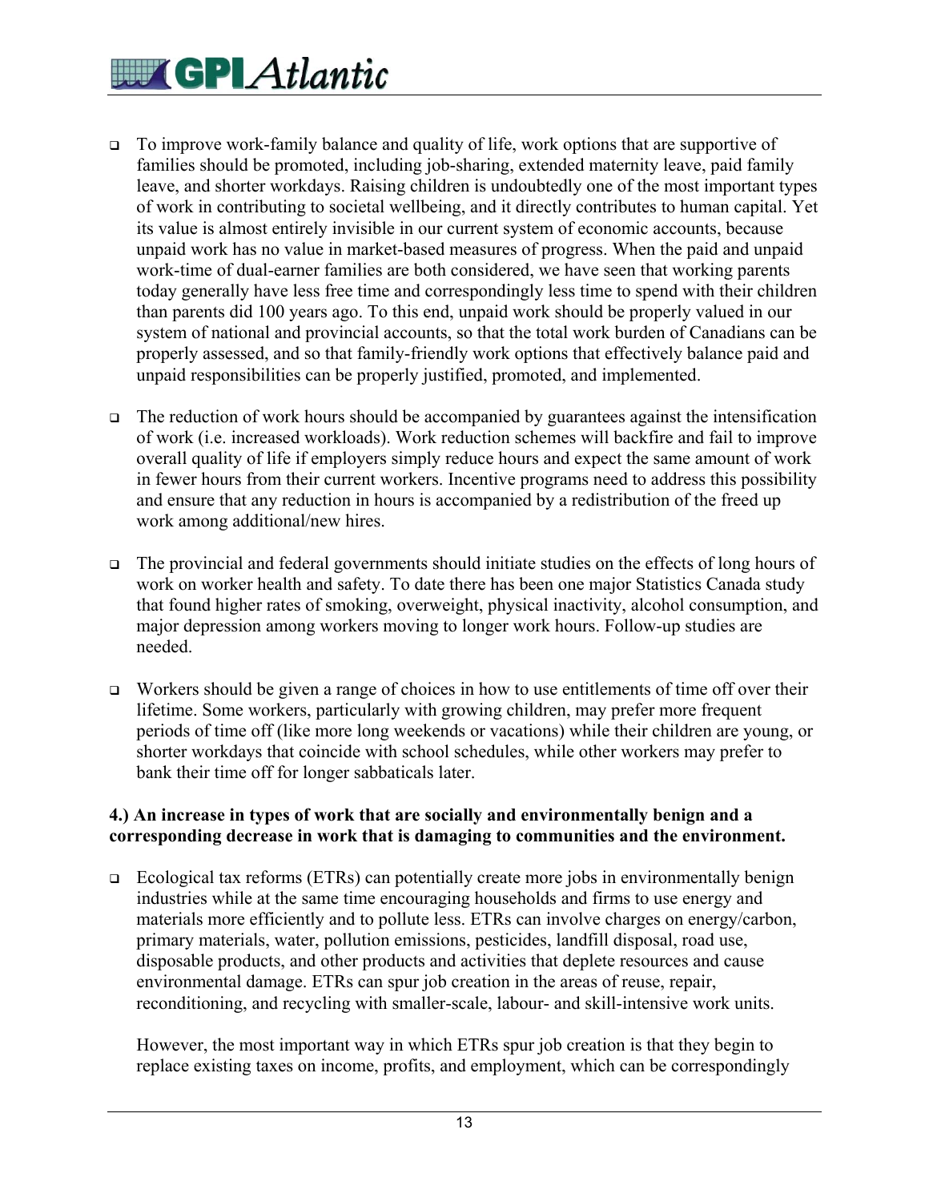- To improve work-family balance and quality of life, work options that are supportive of families should be promoted, including job-sharing, extended maternity leave, paid family leave, and shorter workdays. Raising children is undoubtedly one of the most important types of work in contributing to societal wellbeing, and it directly contributes to human capital. Yet its value is almost entirely invisible in our current system of economic accounts, because unpaid work has no value in market-based measures of progress. When the paid and unpaid work-time of dual-earner families are both considered, we have seen that working parents today generally have less free time and correspondingly less time to spend with their children than parents did 100 years ago. To this end, unpaid work should be properly valued in our system of national and provincial accounts, so that the total work burden of Canadians can be properly assessed, and so that family-friendly work options that effectively balance paid and unpaid responsibilities can be properly justified, promoted, and implemented.

- The reduction of work hours should be accompanied by guarantees against the intensification of work (i.e. increased workloads). Work reduction schemes will backfire and fail to improve overall quality of life if employers simply reduce hours and expect the same amount of work in fewer hours from their current workers. Incentive programs need to address this possibility and ensure that any reduction in hours is accompanied by a redistribution of the freed up work among additional/new hires.

- The provincial and federal governments should initiate studies on the effects of long hours of work on worker health and safety. To date there has been one major Statistics Canada study that found higher rates of smoking, overweight, physical inactivity, alcohol consumption, and major depression among workers moving to longer work hours. Follow-up studies are needed.

- Workers should be given a range of choices in how to use entitlements of time off over their lifetime. Some workers, particularly with growing children, may prefer more frequent periods of time off (like more long weekends or vacations) while their children are young, or shorter workdays that coincide with school schedules, while other workers may prefer to bank their time off for longer sabbaticals later.

**4.) An increase in types of work that are socially and environmentally benign and a corresponding decrease in work that is damaging to communities and the environment.**

- Ecological tax reforms (ETRs) can potentially create more jobs in environmentally benign industries while at the same time encouraging households and firms to use energy and materials more efficiently and to pollute less. ETRs can involve charges on energy/carbon, primary materials, water, pollution emissions, pesticides, landfill disposal, road use, disposable products, and other products and activities that deplete resources and cause environmental damage. ETRs can spur job creation in the areas of reuse, repair, reconditioning, and recycling with smaller-scale, labour- and skill-intensive work units.

  However, the most important way in which ETRs spur job creation is that they begin to replace existing taxes on income, profits, and employment, which can be correspondingly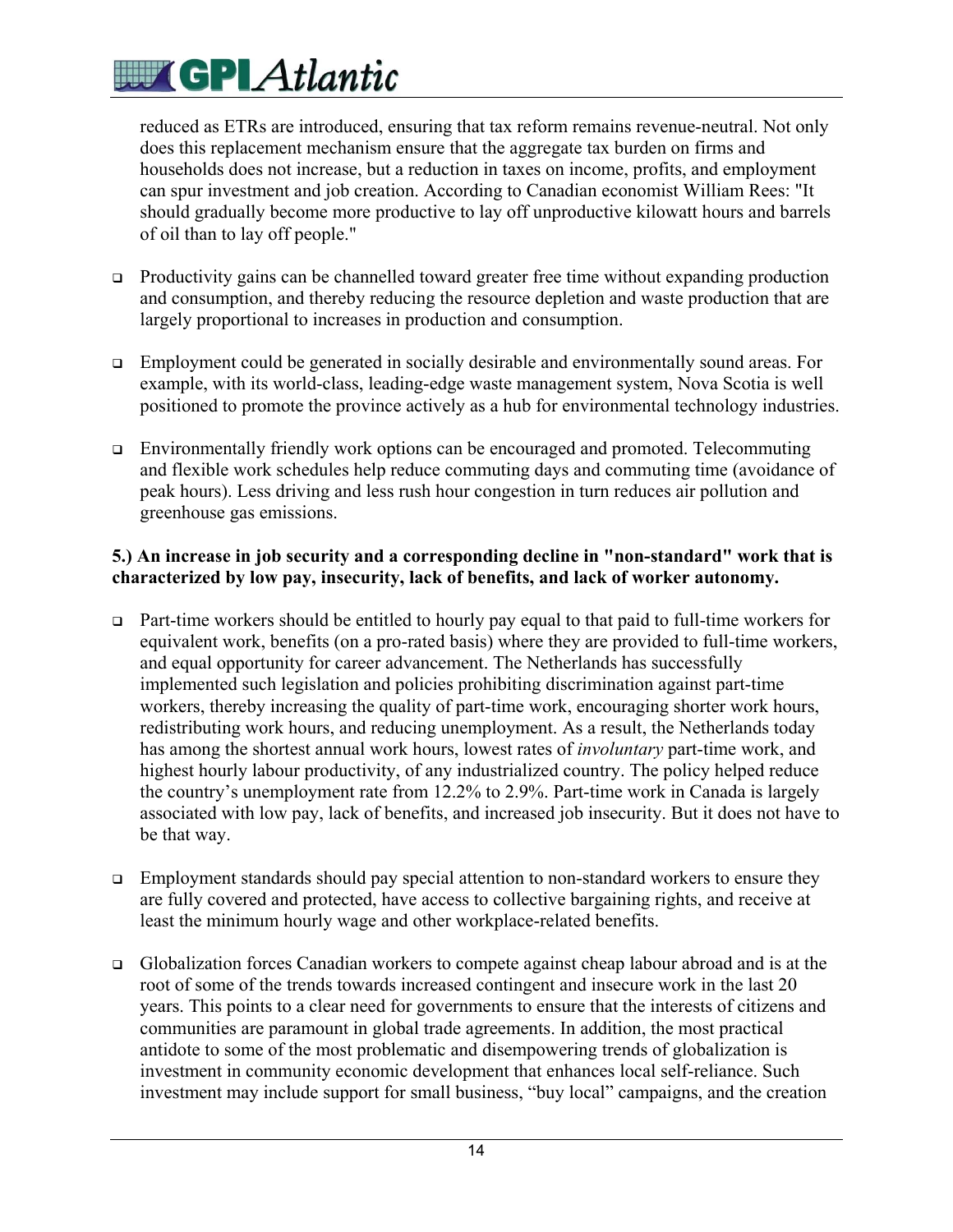reduced as ETRs are introduced, ensuring that tax reform remains revenue-neutral. Not only does this replacement mechanism ensure that the aggregate tax burden on firms and households does not increase, but a reduction in taxes on income, profits, and employment can spur investment and job creation. According to Canadian economist William Rees: "It should gradually become more productive to lay off unproductive kilowatt hours and barrels of oil than to lay off people."

- Productivity gains can be channelled toward greater free time without expanding production and consumption, and thereby reducing the resource depletion and waste production that are largely proportional to increases in production and consumption.

- Employment could be generated in socially desirable and environmentally sound areas. For example, with its world-class, leading-edge waste management system, Nova Scotia is well positioned to promote the province actively as a hub for environmental technology industries.

- Environmentally friendly work options can be encouraged and promoted. Telecommuting and flexible work schedules help reduce commuting days and commuting time (avoidance of peak hours). Less driving and less rush hour congestion in turn reduces air pollution and greenhouse gas emissions.

**5.) An increase in job security and a corresponding decline in "non-standard" work that is characterized by low pay, insecurity, lack of benefits, and lack of worker autonomy.**

- Part-time workers should be entitled to hourly pay equal to that paid to full-time workers for equivalent work, benefits (on a pro-rated basis) where they are provided to full-time workers, and equal opportunity for career advancement. The Netherlands has successfully implemented such legislation and policies prohibiting discrimination against part-time workers, thereby increasing the quality of part-time work, encouraging shorter work hours, redistributing work hours, and reducing unemployment. As a result, the Netherlands today has among the shortest annual work hours, lowest rates of *involuntary* part-time work, and highest hourly labour productivity, of any industrialized country. The policy helped reduce the country's unemployment rate from 12.2% to 2.9%. Part-time work in Canada is largely associated with low pay, lack of benefits, and increased job insecurity. But it does not have to be that way.

- Employment standards should pay special attention to non-standard workers to ensure they are fully covered and protected, have access to collective bargaining rights, and receive at least the minimum hourly wage and other workplace-related benefits.

- Globalization forces Canadian workers to compete against cheap labour abroad and is at the root of some of the trends towards increased contingent and insecure work in the last 20 years. This points to a clear need for governments to ensure that the interests of citizens and communities are paramount in global trade agreements. In addition, the most practical antidote to some of the most problematic and disempowering trends of globalization is investment in community economic development that enhances local self-reliance. Such investment may include support for small business, "buy local" campaigns, and the creation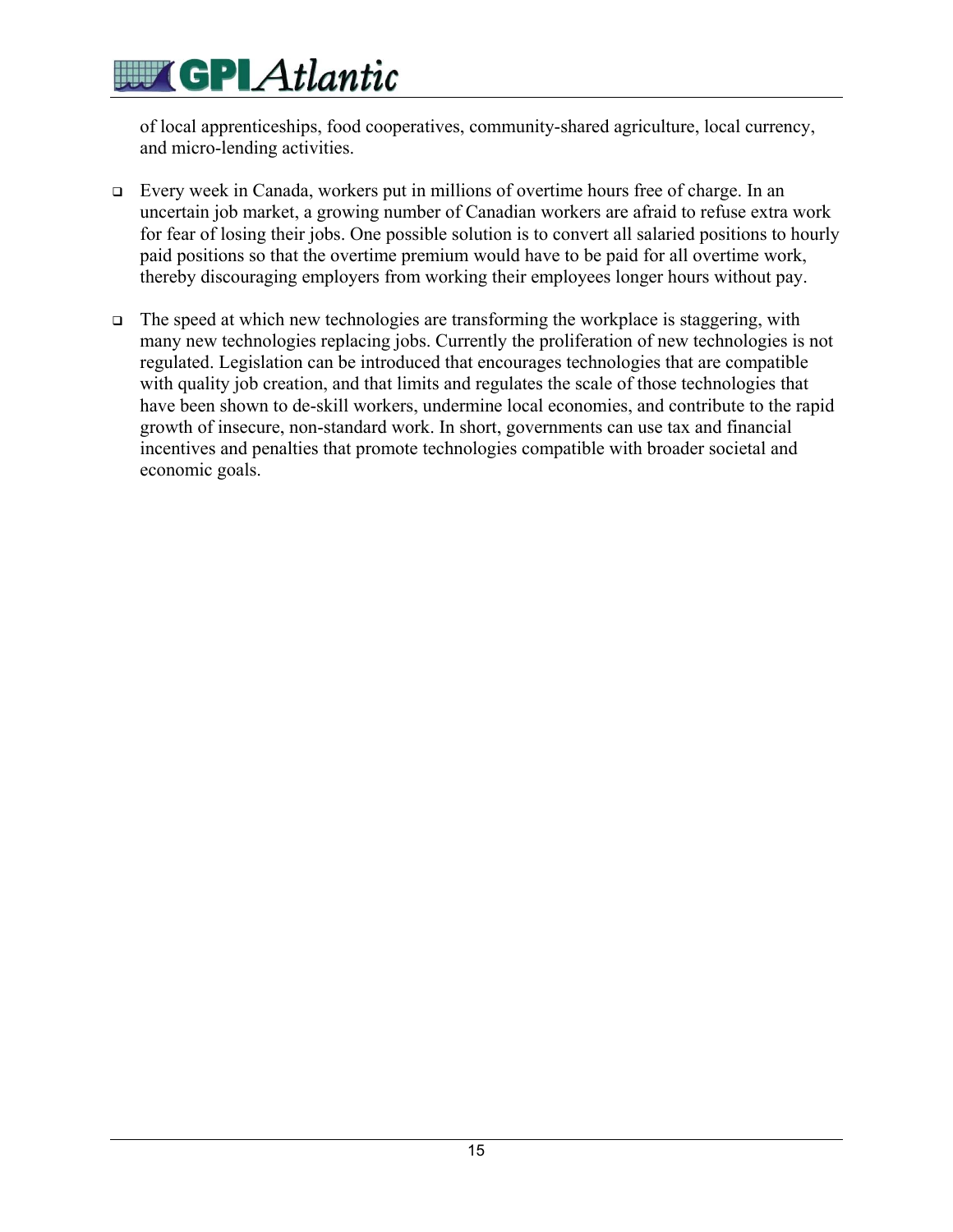of local apprenticeships, food cooperatives, community-shared agriculture, local currency, and micro-lending activities.

- Every week in Canada, workers put in millions of overtime hours free of charge. In an uncertain job market, a growing number of Canadian workers are afraid to refuse extra work for fear of losing their jobs. One possible solution is to convert all salaried positions to hourly paid positions so that the overtime premium would have to be paid for all overtime work, thereby discouraging employers from working their employees longer hours without pay.

- The speed at which new technologies are transforming the workplace is staggering, with many new technologies replacing jobs. Currently the proliferation of new technologies is not regulated. Legislation can be introduced that encourages technologies that are compatible with quality job creation, and that limits and regulates the scale of those technologies that have been shown to de-skill workers, undermine local economies, and contribute to the rapid growth of insecure, non-standard work. In short, governments can use tax and financial incentives and penalties that promote technologies compatible with broader societal and economic goals.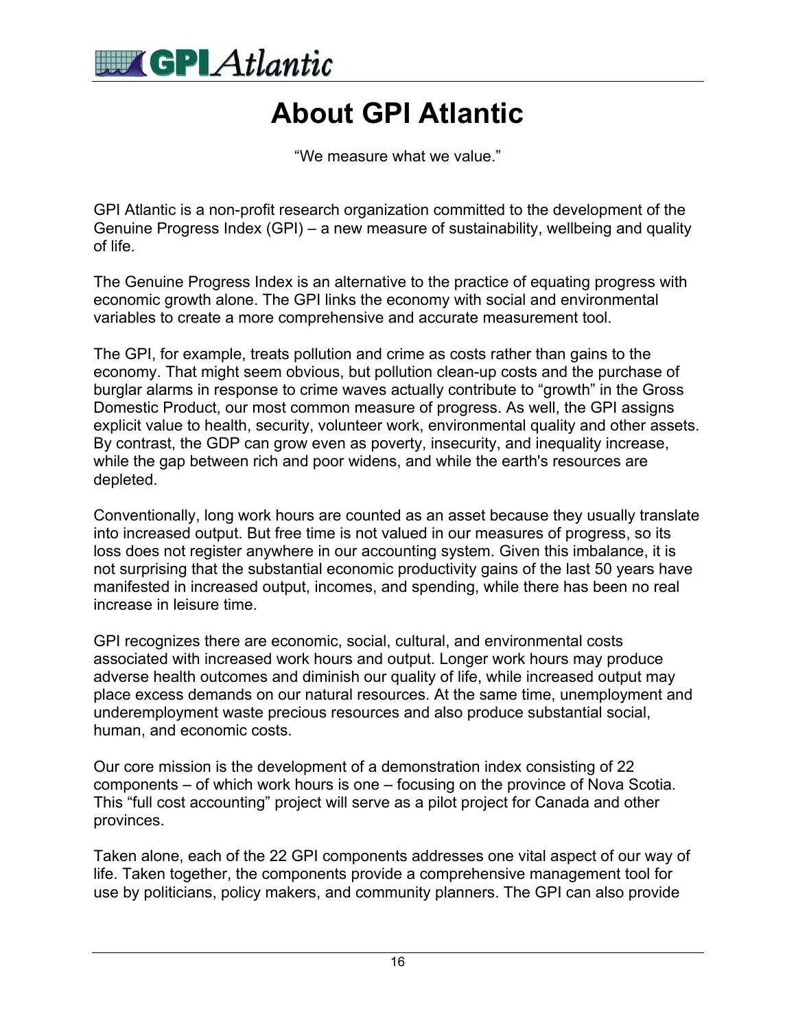# About GPI Atlantic

"We measure what we value."

GPI Atlantic is a non-profit research organization committed to the development of the Genuine Progress Index (GPI) – a new measure of sustainability, wellbeing and quality of life.

The Genuine Progress Index is an alternative to the practice of equating progress with economic growth alone. The GPI links the economy with social and environmental variables to create a more comprehensive and accurate measurement tool.

The GPI, for example, treats pollution and crime as costs rather than gains to the economy. That might seem obvious, but pollution clean-up costs and the purchase of burglar alarms in response to crime waves actually contribute to "growth" in the Gross Domestic Product, our most common measure of progress. As well, the GPI assigns explicit value to health, security, volunteer work, environmental quality and other assets. By contrast, the GDP can grow even as poverty, insecurity, and inequality increase, while the gap between rich and poor widens, and while the earth's resources are depleted.

Conventionally, long work hours are counted as an asset because they usually translate into increased output. But free time is not valued in our measures of progress, so its loss does not register anywhere in our accounting system. Given this imbalance, it is not surprising that the substantial economic productivity gains of the last 50 years have manifested in increased output, incomes, and spending, while there has been no real increase in leisure time.

GPI recognizes there are economic, social, cultural, and environmental costs associated with increased work hours and output. Longer work hours may produce adverse health outcomes and diminish our quality of life, while increased output may place excess demands on our natural resources. At the same time, unemployment and underemployment waste precious resources and also produce substantial social, human, and economic costs.

Our core mission is the development of a demonstration index consisting of 22 components – of which work hours is one – focusing on the province of Nova Scotia. This "full cost accounting" project will serve as a pilot project for Canada and other provinces.

Taken alone, each of the 22 GPI components addresses one vital aspect of our way of life. Taken together, the components provide a comprehensive management tool for use by politicians, policy makers, and community planners. The GPI can also provide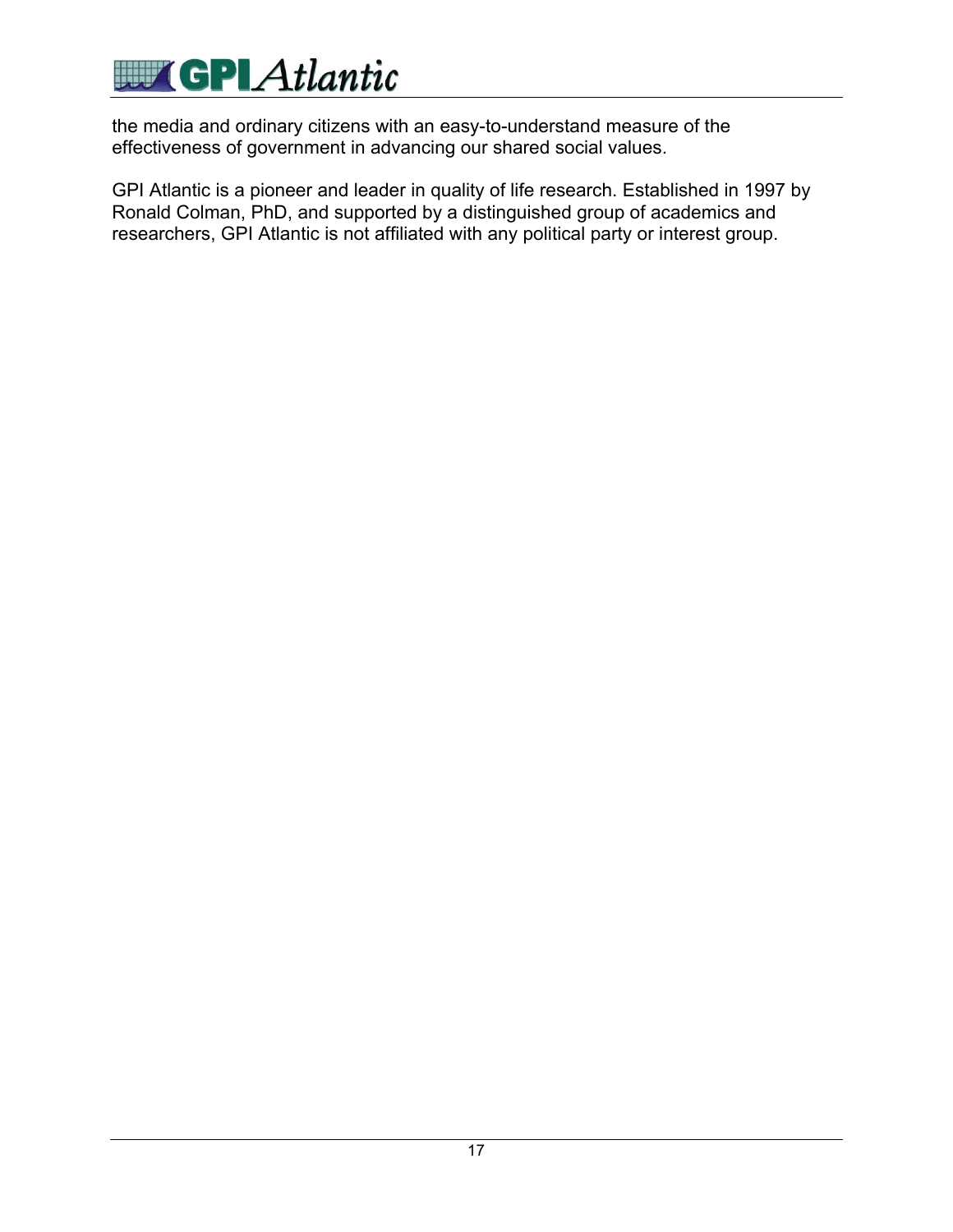the media and ordinary citizens with an easy-to-understand measure of the effectiveness of government in advancing our shared social values.

GPI Atlantic is a pioneer and leader in quality of life research. Established in 1997 by Ronald Colman, PhD, and supported by a distinguished group of academics and researchers, GPI Atlantic is not affiliated with any political party or interest group.